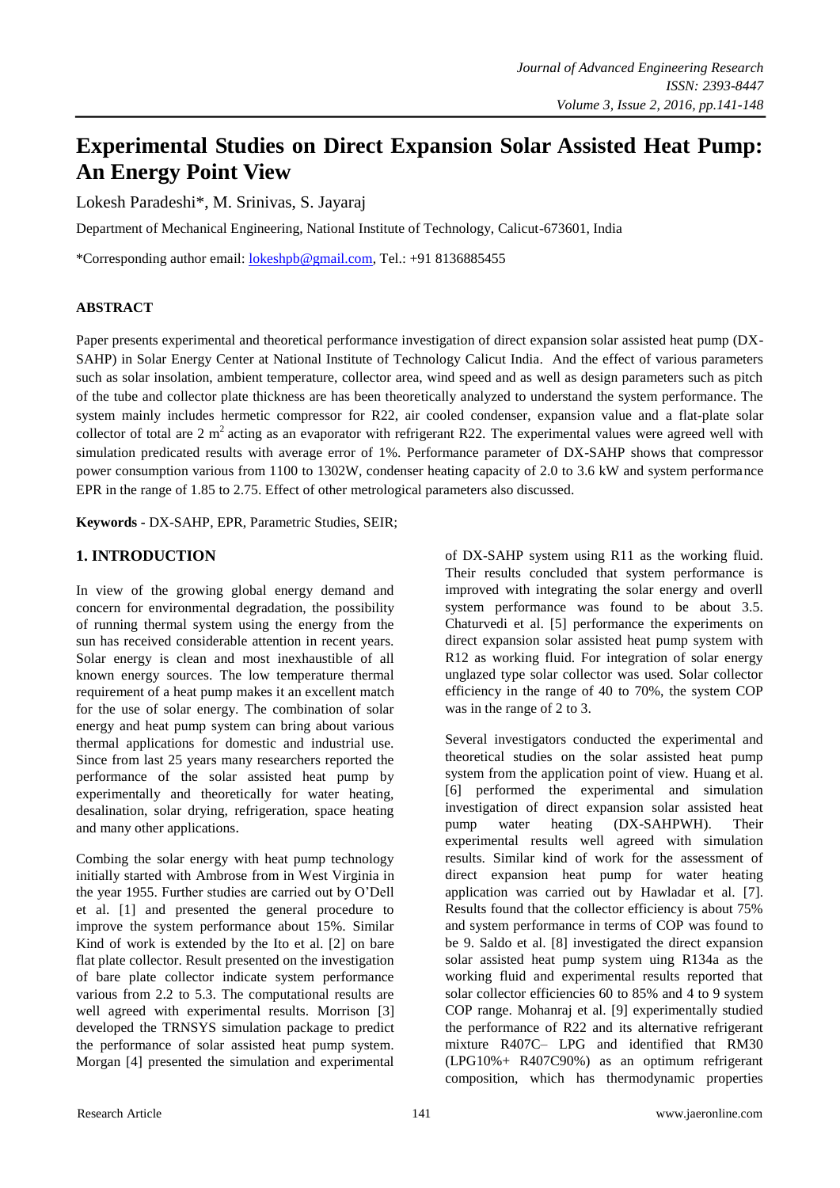# Experimental Studies on Direct Expansion Solar Assisted Heat Pump: An Energy Point View

Lokesh Paradeshi*, M. Srinivas, S. Jayaraj

Department of Mechanical Engineering, National Institute of Technology, Calicut-673601, India

*Corresponding author email: lokeshpb@gmail.com, Tel.: +91 8136885455

### ABSTRACT

Paper presents experimental and theoretical performance investigation of direct expansion solar assisted heat pump (DX-SAHP) in Solar Energy Center at National Institute of Technology Calicut India. And the effect of various parameters such as solar insolation, ambient temperature, collector area, wind speed and as well as design parameters such as pitch of the tube and collector plate thickness are has been theoretically analyzed to understand the system performance. The system mainly includes hermetic compressor for R22, air cooled condenser, expansion value and a flat-plate solar collector of total are 2 $m^2$ acting as an evaporator with refrigerant R22. The experimental values were agreed well with simulation predicated results with average error of 1%. Performance parameter of DX-SAHP shows that compressor power consumption various from 1100 to 1302W, condenser heating capacity of 2.0 to 3.6 kW and system performance EPR in the range of 1.85 to 2.75. Effect of other metrological parameters also discussed.

**Keywords -** DX-SAHP, EPR, Parametric Studies, SEIR;

## 1. INTRODUCTION

In view of the growing global energy demand and concern for environmental degradation, the possibility of running thermal system using the energy from the sun has received considerable attention in recent years. Solar energy is clean and most inexhaustible of all known energy sources. The low temperature thermal requirement of a heat pump makes it an excellent match for the use of solar energy. The combination of solar energy and heat pump system can bring about various thermal applications for domestic and industrial use. Since from last 25 years many researchers reported the performance of the solar assisted heat pump by experimentally and theoretically for water heating, desalination, solar drying, refrigeration, space heating and many other applications.

Combing the solar energy with heat pump technology initially started with Ambrose from in West Virginia in the year 1955. Further studies are carried out by O'Dell et al. [1] and presented the general procedure to improve the system performance about 15%. Similar Kind of work is extended by the Ito et al. [2] on bare flat plate collector. Result presented on the investigation of bare plate collector indicate system performance various from 2.2 to 5.3. The computational results are well agreed with experimental results. Morrison [3] developed the TRNSYS simulation package to predict the performance of solar assisted heat pump system. Morgan [4] presented the simulation and experimental of DX-SAHP system using R11 as the working fluid. Their results concluded that system performance is improved with integrating the solar energy and overll system performance was found to be about 3.5. Chaturvedi et al. [5] performance the experiments on direct expansion solar assisted heat pump system with R12 as working fluid. For integration of solar energy unglazed type solar collector was used. Solar collector efficiency in the range of 40 to 70%, the system COP was in the range of 2 to 3.

Several investigators conducted the experimental and theoretical studies on the solar assisted heat pump system from the application point of view. Huang et al. [6] performed the experimental and simulation investigation of direct expansion solar assisted heat pump water heating (DX-SAHPWH). Their experimental results well agreed with simulation results. Similar kind of work for the assessment of direct expansion heat pump for water heating application was carried out by Hawladar et al. [7]. Results found that the collector efficiency is about 75% and system performance in terms of COP was found to be 9. Saldo et al. [8] investigated the direct expansion solar assisted heat pump system using R134a as the working fluid and experimental results reported that solar collector efficiencies 60 to 85% and 4 to 9 system COP range. Mohanraj et al. [9] experimentally studied the performance of R22 and its alternative refrigerant mixture R407C– LPG and identified that RM30 (LPG10%+ R407C90%) as an optimum refrigerant composition, which has thermodynamic properties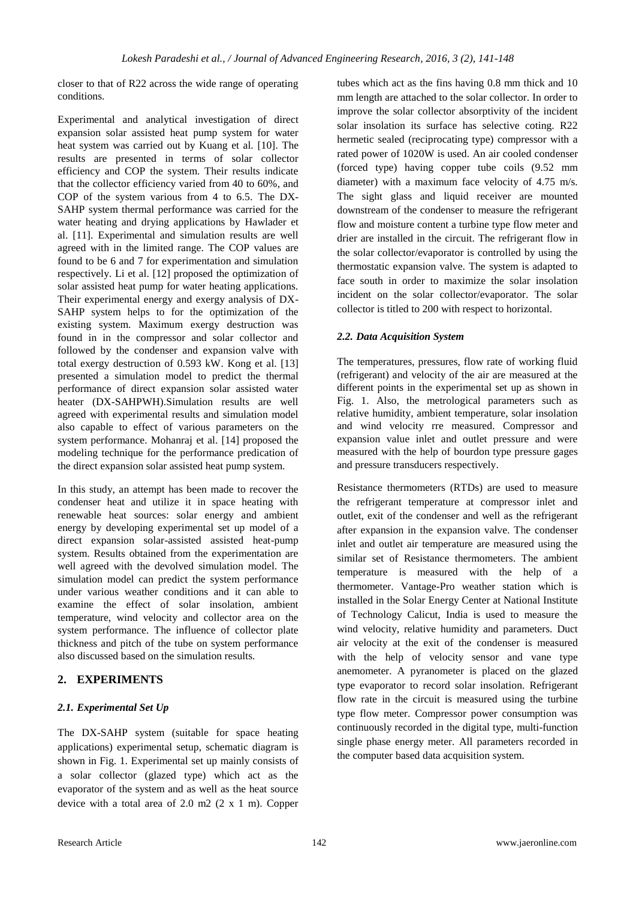closer to that of R22 across the wide range of operating conditions.

Experimental and analytical investigation of direct expansion solar assisted heat pump system for water heat system was carried out by Kuang et al. [10]. The results are presented in terms of solar collector efficiency and COP the system. Their results indicate that the collector efficiency varied from 40 to 60%, and COP of the system various from 4 to 6.5. The DX-SAHP system thermal performance was carried for the water heating and drying applications by Hawlader et al. [11]. Experimental and simulation results are well agreed with in the limited range. The COP values are found to be 6 and 7 for experimentation and simulation respectively. Li et al. [12] proposed the optimization of solar assisted heat pump for water heating applications. Their experimental energy and exergy analysis of DX-SAHP system helps to for the optimization of the existing system. Maximum exergy destruction was found in in the compressor and solar collector and followed by the condenser and expansion valve with total exergy destruction of 0.593 kW. Kong et al. [13] presented a simulation model to predict the thermal performance of direct expansion solar assisted water heater (DX-SAHPWH).Simulation results are well agreed with experimental results and simulation model also capable to effect of various parameters on the system performance. Mohanraj et al. [14] proposed the modeling technique for the performance predication of the direct expansion solar assisted heat pump system.

In this study, an attempt has been made to recover the condenser heat and utilize it in space heating with renewable heat sources: solar energy and ambient energy by developing experimental set up model of a direct expansion solar-assisted assisted heat-pump system. Results obtained from the experimentation are well agreed with the devolved simulation model. The simulation model can predict the system performance under various weather conditions and it can able to examine the effect of solar insolation, ambient temperature, wind velocity and collector area on the system performance. The influence of collector plate thickness and pitch of the tube on system performance also discussed based on the simulation results.

## 2. EXPERIMENTS

### *2.1. Experimental Set Up*

The DX-SAHP system (suitable for space heating applications) experimental setup, schematic diagram is shown in Fig. 1. Experimental set up mainly consists of a solar collector (glazed type) which act as the evaporator of the system and as well as the heat source device with a total area of 2.0 m2 (2 x 1 m). Copper tubes which act as the fins having 0.8 mm thick and 10 mm length are attached to the solar collector. In order to improve the solar collector absorptivity of the incident solar insolation its surface has selective coting. R22 hermetic sealed (reciprocating type) compressor with a rated power of 1020W is used. An air cooled condenser (forced type) having copper tube coils (9.52 mm diameter) with a maximum face velocity of 4.75 m/s. The sight glass and liquid receiver are mounted downstream of the condenser to measure the refrigerant flow and moisture content a turbine type flow meter and drier are installed in the circuit. The refrigerant flow in the solar collector/evaporator is controlled by using the thermostatic expansion valve. The system is adapted to face south in order to maximize the solar insolation incident on the solar collector/evaporator. The solar collector is titled to 200 with respect to horizontal.

### *2.2. Data Acquisition System*

The temperatures, pressures, flow rate of working fluid (refrigerant) and velocity of the air are measured at the different points in the experimental set up as shown in Fig. 1. Also, the metrological parameters such as relative humidity, ambient temperature, solar insolation and wind velocity rre measured. Compressor and expansion value inlet and outlet pressure and were measured with the help of bourdon type pressure gages and pressure transducers respectively.

Resistance thermometers (RTDs) are used to measure the refrigerant temperature at compressor inlet and outlet, exit of the condenser and well as the refrigerant after expansion in the expansion valve. The condenser inlet and outlet air temperature are measured using the similar set of Resistance thermometers. The ambient temperature is measured with the help of a thermometer. Vantage-Pro weather station which is installed in the Solar Energy Center at National Institute of Technology Calicut, India is used to measure the wind velocity, relative humidity and parameters. Duct air velocity at the exit of the condenser is measured with the help of velocity sensor and vane type anemometer. A pyranometer is placed on the glazed type evaporator to record solar insolation. Refrigerant flow rate in the circuit is measured using the turbine type flow meter. Compressor power consumption was continuously recorded in the digital type, multi-function single phase energy meter. All parameters recorded in the computer based data acquisition system.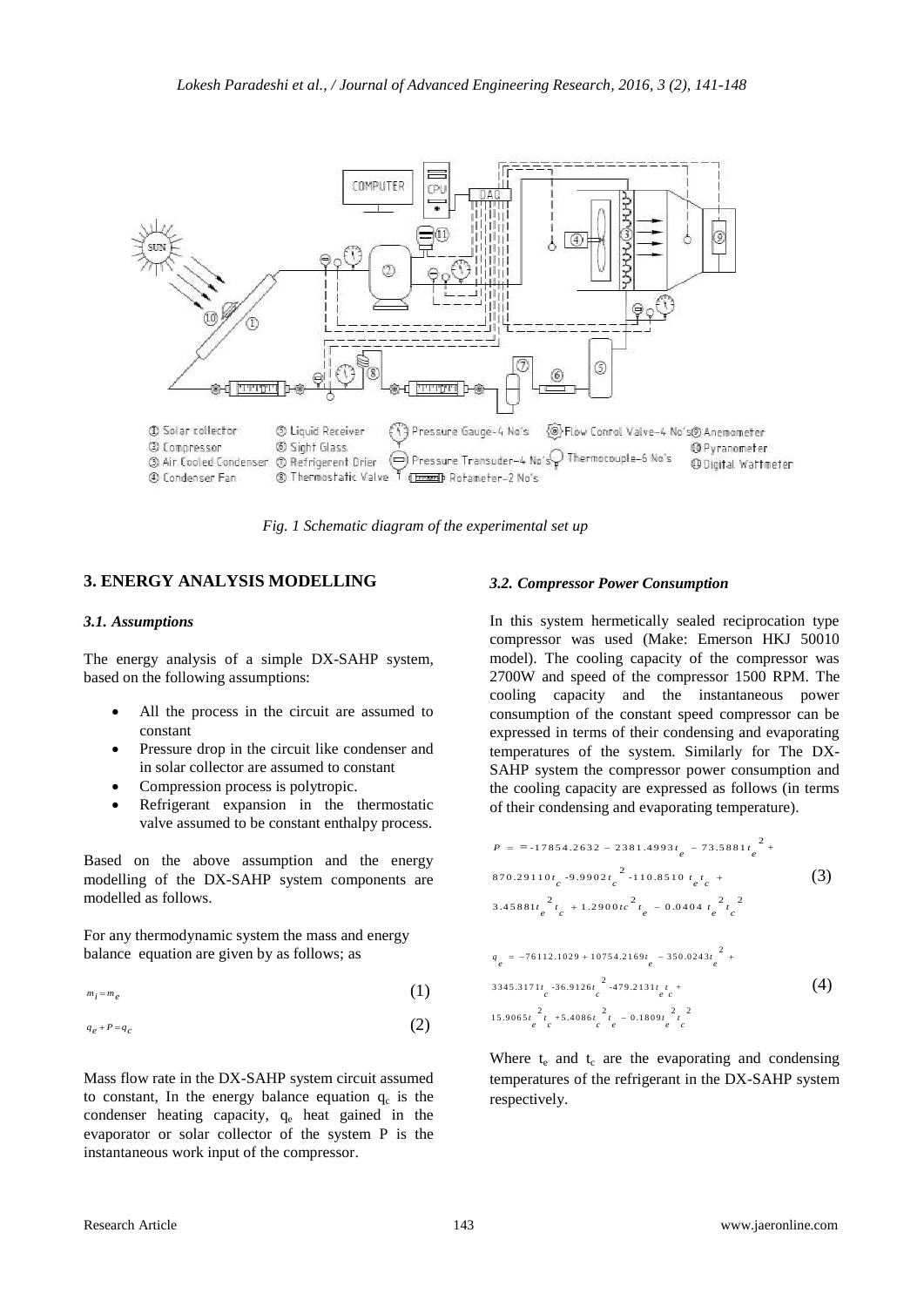Fig. 1 Schematic diagram of the experimental set up

## 3. ENERGY ANALYSIS MODELLING

### 3.1. Assumptions

The energy analysis of a simple DX-SAHP system, based on the following assumptions:

- All the process in the circuit are assumed to constant
- Pressure drop in the circuit like condenser and in solar collector are assumed to constant
- Compression process is polytropic.
- Refrigerant expansion in the thermostatic valve assumed to be constant enthalpy process.

Based on the above assumption and the energy modelling of the DX-SAHP system components are modelled as follows.

For any thermodynamic system the mass and energy balance equation are given by as follows; as

$$m_i = m_e \tag{1}$$

$$q_e + P = q_c \tag{2}$$

Mass flow rate in the DX-SAHP system circuit assumed to constant, In the energy balance equation $q_c$ is the condenser heating capacity, $q_e$ heat gained in the evaporator or solar collector of the system P is the instantaneous work input of the compressor.

### 3.2. Compressor Power Consumption

In this system hermetically sealed reciprocation type compressor was used (Make: Emerson HKJ 50010 model). The cooling capacity of the compressor was 2700W and speed of the compressor 1500 RPM. The cooling capacity and the instantaneous power consumption of the constant speed compressor can be expressed in terms of their condensing and evaporating temperatures of the system. Similarly for The DX-SAHP system the compressor power consumption and the cooling capacity are expressed as follows (in terms of their condensing and evaporating temperature).

$$P = -17854.2632 - 2381.4993t_e - 73.5881t_e^2 + 870.29110t_c - 9.9902t_c^2 - 110.8510\,t_e t_c + 3.4588 1t_e^2 t_c + 1.2900tc^2 t_e - 0.0404\,t_e^2 t_c^2 \tag{3}$$

$$q_e = -76112.1029 + 10754.2169t_e - 350.0243t_e^2 + 3345.3171t_c - 36.9126t_c^2 - 479.2131t_e t_c + 15.9065t_e^2 t_c + 5.4086t_c^2 t_e - 0.1809t_e^2 t_c^2 \tag{4}$$

Where $t_e$ and $t_c$ are the evaporating and condensing temperatures of the refrigerant in the DX-SAHP system respectively.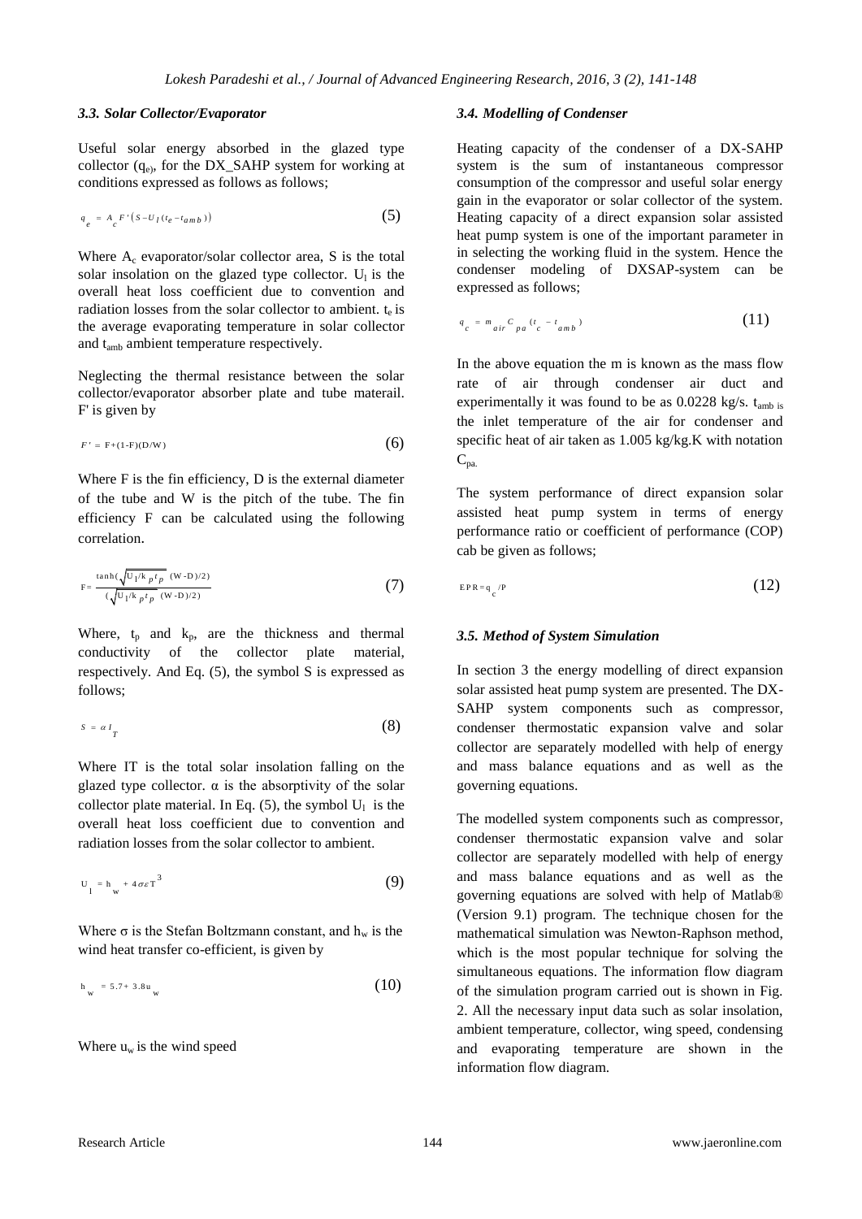### 3.3. Solar Collector/Evaporator

Useful solar energy absorbed in the glazed type collector ($q_e$), for the DX_SAHP system for working at conditions expressed as follows as follows;

$$q_e = A_c F'\left(S - U_l\left(t_e - t_{amb}\right)\right) \tag{5}$$

Where $A_c$ evaporator/solar collector area, S is the total solar insolation on the glazed type collector. $U_l$ is the overall heat loss coefficient due to convention and radiation losses from the solar collector to ambient. $t_e$ is the average evaporating temperature in solar collector and $t_{amb}$ ambient temperature respectively.

Neglecting the thermal resistance between the solar collector/evaporator absorber plate and tube materail. F' is given by

$$F' = F + (1-F)(D/W) \tag{6}$$

Where F is the fin efficiency, D is the external diameter of the tube and W is the pitch of the tube. The fin efficiency F can be calculated using the following correlation.

$$F = \frac{\tanh\left(\sqrt{U_l/k_p t_p}\;(W-D)/2\right)}{\left(\sqrt{U_l/k_p t_p}\;(W-D)/2\right)} \tag{7}$$

Where, $t_p$ and $k_p$, are the thickness and thermal conductivity of the collector plate material, respectively. And Eq. (5), the symbol S is expressed as follows;

$$S = \alpha I_T \tag{8}$$

Where IT is the total solar insolation falling on the glazed type collector. α is the absorptivity of the solar collector plate material. In Eq. (5), the symbol $U_l$ is the overall heat loss coefficient due to convention and radiation losses from the solar collector to ambient.

$$U_l = h_w + 4\sigma\varepsilon T^3 \tag{9}$$

Where σ is the Stefan Boltzmann constant, and $h_w$ is the wind heat transfer co-efficient, is given by

$$h_w = 5.7 + 3.8u_w \tag{10}$$

Where $u_w$ is the wind speed

### 3.4. Modelling of Condenser

Heating capacity of the condenser of a DX-SAHP system is the sum of instantaneous compressor consumption of the compressor and useful solar energy gain in the evaporator or solar collector of the system. Heating capacity of a direct expansion solar assisted heat pump system is one of the important parameter in in selecting the working fluid in the system. Hence the condenser modeling of DXSAP-system can be expressed as follows;

$$q_c = m_{air} C_{pa}\left(t_c - t_{amb}\right) \tag{11}$$

In the above equation the m is known as the mass flow rate of air through condenser air duct and experimentally it was found to be as 0.0228 kg/s. $t_{amb}$ is the inlet temperature of the air for condenser and specific heat of air taken as 1.005 kg/kg.K with notation $C_{pa}$.

The system performance of direct expansion solar assisted heat pump system in terms of energy performance ratio or coefficient of performance (COP) cab be given as follows;

$$EPR = q_c/P \tag{12}$$

### 3.5. Method of System Simulation

In section 3 the energy modelling of direct expansion solar assisted heat pump system are presented. The DX-SAHP system components such as compressor, condenser thermostatic expansion valve and solar collector are separately modelled with help of energy and mass balance equations and as well as the governing equations.

The modelled system components such as compressor, condenser thermostatic expansion valve and solar collector are separately modelled with help of energy and mass balance equations and as well as the governing equations are solved with help of Matlab® (Version 9.1) program. The technique chosen for the mathematical simulation was Newton-Raphson method, which is the most popular technique for solving the simultaneous equations. The information flow diagram of the simulation program carried out is shown in Fig. 2. All the necessary input data such as solar insolation, ambient temperature, collector, wing speed, condensing and evaporating temperature are shown in the information flow diagram.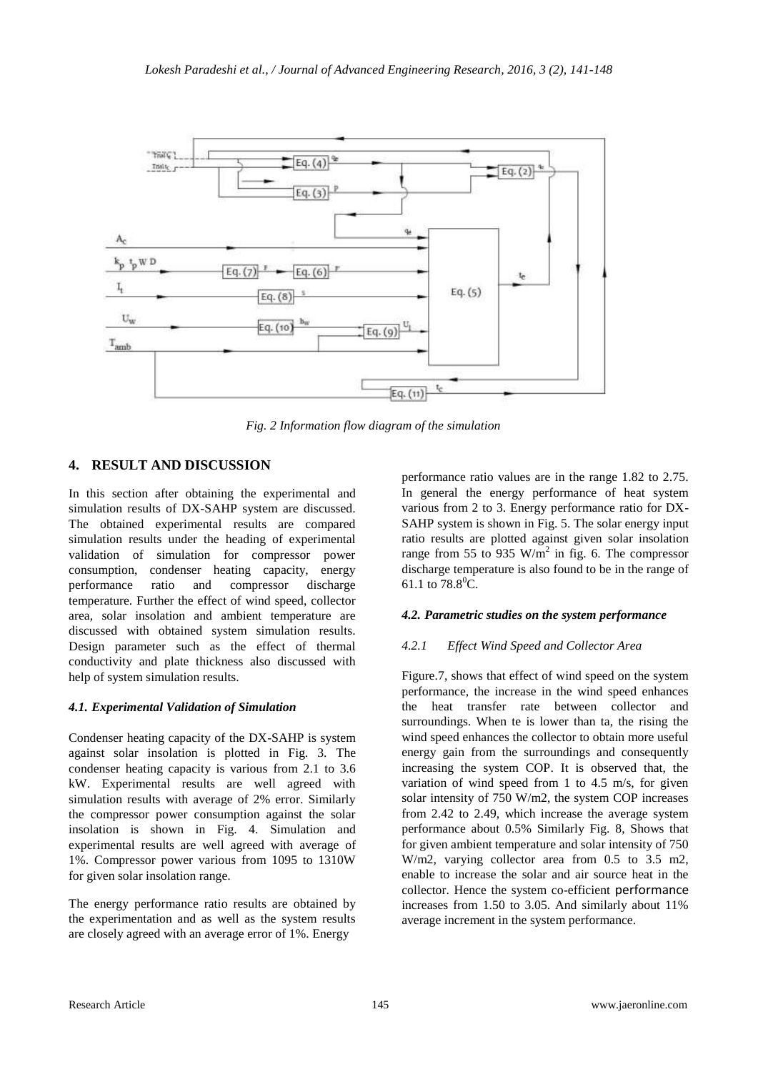Fig. 2 Information flow diagram of the simulation

## 4. RESULT AND DISCUSSION

In this section after obtaining the experimental and simulation results of DX-SAHP system are discussed. The obtained experimental results are compared simulation results under the heading of experimental validation of simulation for compressor power consumption, condenser heating capacity, energy performance ratio and compressor discharge temperature. Further the effect of wind speed, collector area, solar insolation and ambient temperature are discussed with obtained system simulation results. Design parameter such as the effect of thermal conductivity and plate thickness also discussed with help of system simulation results.

### *4.1. Experimental Validation of Simulation*

Condenser heating capacity of the DX-SAHP is system against solar insolation is plotted in Fig. 3. The condenser heating capacity is various from 2.1 to 3.6 kW. Experimental results are well agreed with simulation results with average of 2% error. Similarly the compressor power consumption against the solar insolation is shown in Fig. 4. Simulation and experimental results are well agreed with average of 1%. Compressor power various from 1095 to 1310W for given solar insolation range.

The energy performance ratio results are obtained by the experimentation and as well as the system results are closely agreed with an average error of 1%. Energy performance ratio values are in the range 1.82 to 2.75. In general the energy performance of heat system various from 2 to 3. Energy performance ratio for DX-SAHP system is shown in Fig. 5. The solar energy input ratio results are plotted against given solar insolation range from 55 to 935 $W/m^2$ in fig. 6. The compressor discharge temperature is also found to be in the range of 61.1 to $78.8^0$C.

### *4.2. Parametric studies on the system performance*

#### *4.2.1 Effect Wind Speed and Collector Area*

Figure.7, shows that effect of wind speed on the system performance, the increase in the wind speed enhances the heat transfer rate between collector and surroundings. When te is lower than ta, the rising the wind speed enhances the collector to obtain more useful energy gain from the surroundings and consequently increasing the system COP. It is observed that, the variation of wind speed from 1 to 4.5 m/s, for given solar intensity of 750 W/m2, the system COP increases from 2.42 to 2.49, which increase the average system performance about 0.5% Similarly Fig. 8, Shows that for given ambient temperature and solar intensity of 750 W/m2, varying collector area from 0.5 to 3.5 m2, enable to increase the solar and air source heat in the collector. Hence the system co-efficient performance increases from 1.50 to 3.05. And similarly about 11% average increment in the system performance.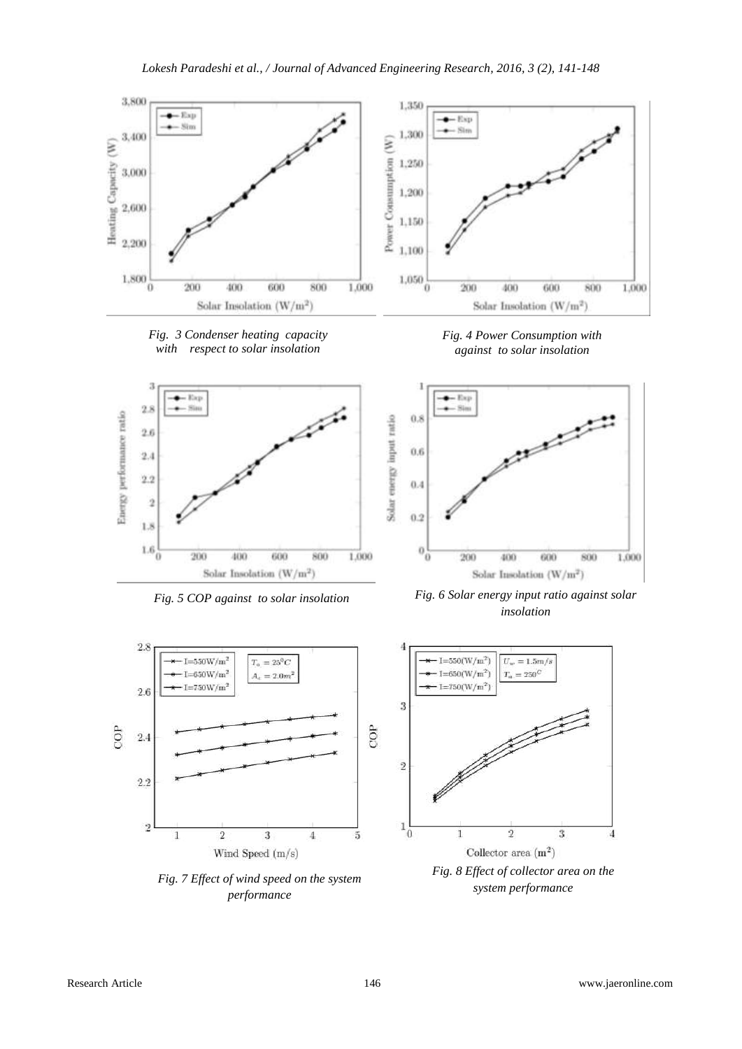*Fig. 3 Condenser heating capacity with respect to solar insolation*

*Fig. 4 Power Consumption with against to solar insolation*

*Fig. 5 COP against to solar insolation*

*Fig. 6 Solar energy input ratio against solar insolation*

*Fig. 7 Effect of wind speed on the system performance*

*Fig. 8 Effect of collector area on the system performance*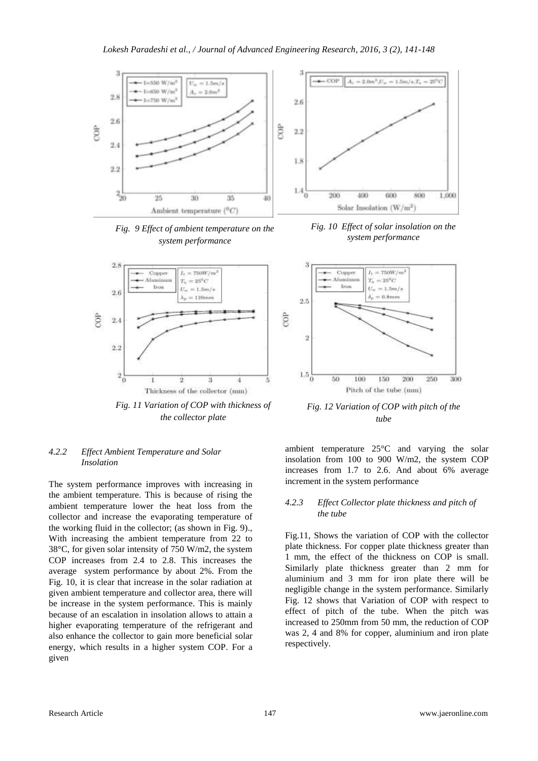Fig. 9 Effect of ambient temperature on the system performance

Fig. 10 Effect of solar insolation on the system performance

Fig. 11 Variation of COP with thickness of the collector plate

Fig. 12 Variation of COP with pitch of the tube

#### 4.2.2 Effect Ambient Temperature and Solar Insolation

The system performance improves with increasing in the ambient temperature. This is because of rising the ambient temperature lower the heat loss from the collector and increase the evaporating temperature of the working fluid in the collector; (as shown in Fig. 9)., With increasing the ambient temperature from 22 to 38°C, for given solar intensity of 750 W/m2, the system COP increases from 2.4 to 2.8. This increases the average system performance by about 2%. From the Fig. 10, it is clear that increase in the solar radiation at given ambient temperature and collector area, there will be increase in the system performance. This is mainly because of an escalation in insolation allows to attain a higher evaporating temperature of the refrigerant and also enhance the collector to gain more beneficial solar energy, which results in a higher system COP. For a given ambient temperature 25°C and varying the solar insolation from 100 to 900 W/m2, the system COP increases from 1.7 to 2.6. And about 6% average increment in the system performance

#### 4.2.3 Effect Collector plate thickness and pitch of the tube

Fig.11, Shows the variation of COP with the collector plate thickness. For copper plate thickness greater than 1 mm, the effect of the thickness on COP is small. Similarly plate thickness greater than 2 mm for aluminium and 3 mm for iron plate there will be negligible change in the system performance. Similarly Fig. 12 shows that Variation of COP with respect to effect of pitch of the tube. When the pitch was increased to 250mm from 50 mm, the reduction of COP was 2, 4 and 8% for copper, aluminium and iron plate respectively.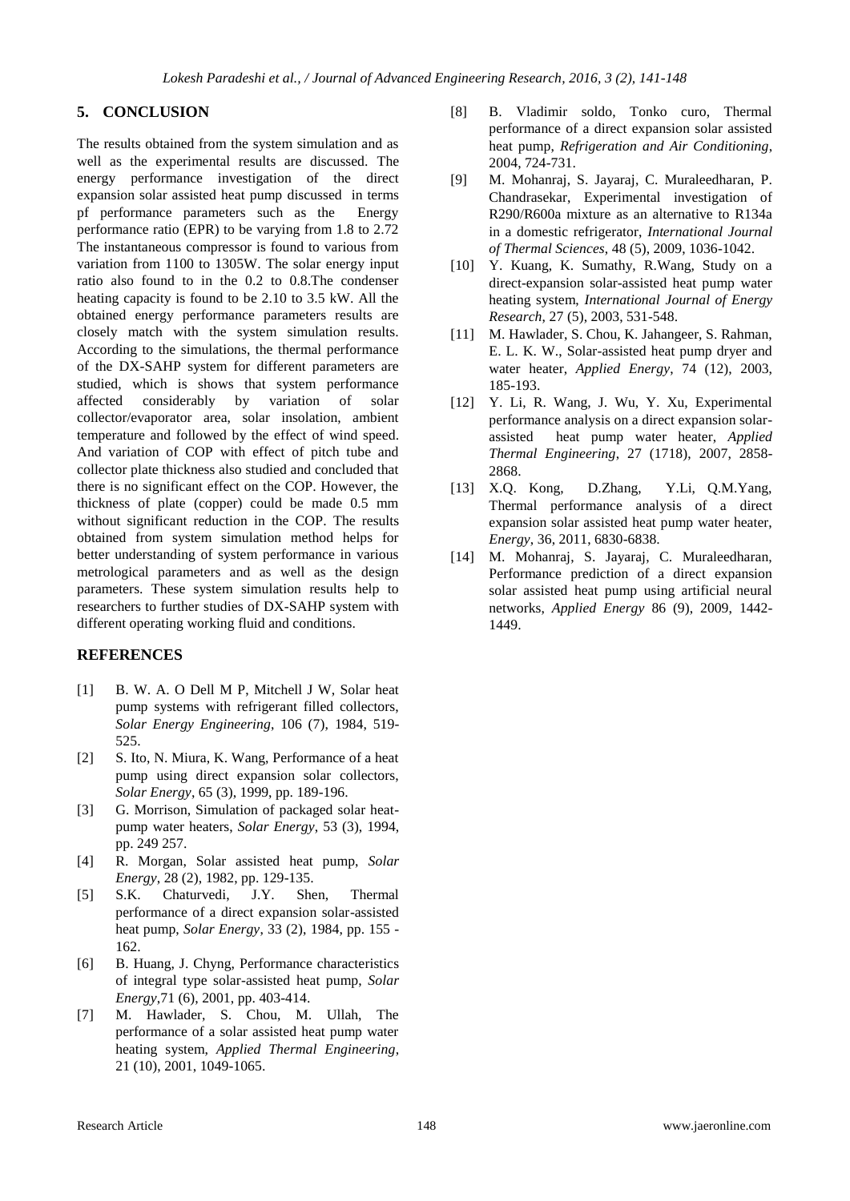## 5. CONCLUSION

The results obtained from the system simulation and as well as the experimental results are discussed. The energy performance investigation of the direct expansion solar assisted heat pump discussed in terms pf performance parameters such as the Energy performance ratio (EPR) to be varying from 1.8 to 2.72 The instantaneous compressor is found to various from variation from 1100 to 1305W. The solar energy input ratio also found to in the 0.2 to 0.8.The condenser heating capacity is found to be 2.10 to 3.5 kW. All the obtained energy performance parameters results are closely match with the system simulation results. According to the simulations, the thermal performance of the DX-SAHP system for different parameters are studied, which is shows that system performance affected considerably by variation of solar collector/evaporator area, solar insolation, ambient temperature and followed by the effect of wind speed. And variation of COP with effect of pitch tube and collector plate thickness also studied and concluded that there is no significant effect on the COP. However, the thickness of plate (copper) could be made 0.5 mm without significant reduction in the COP. The results obtained from system simulation method helps for better understanding of system performance in various metrological parameters and as well as the design parameters. These system simulation results help to researchers to further studies of DX-SAHP system with different operating working fluid and conditions.

## REFERENCES

[1] B. W. A. O Dell M P, Mitchell J W, Solar heat pump systems with refrigerant filled collectors, *Solar Energy Engineering*, 106 (7), 1984, 519-525.

[2] S. Ito, N. Miura, K. Wang, Performance of a heat pump using direct expansion solar collectors, *Solar Energy*, 65 (3), 1999, pp. 189-196.

[3] G. Morrison, Simulation of packaged solar heat-pump water heaters, *Solar Energy*, 53 (3), 1994, pp. 249 257.

[4] R. Morgan, Solar assisted heat pump, *Solar Energy*, 28 (2), 1982, pp. 129-135.

[5] S.K. Chaturvedi, J.Y. Shen, Thermal performance of a direct expansion solar-assisted heat pump, *Solar Energy*, 33 (2), 1984, pp. 155 - 162.

[6] B. Huang, J. Chyng, Performance characteristics of integral type solar-assisted heat pump, *Solar Energy*,71 (6), 2001, pp. 403-414.

[7] M. Hawlader, S. Chou, M. Ullah, The performance of a solar assisted heat pump water heating system, *Applied Thermal Engineering*, 21 (10), 2001, 1049-1065.

[8] B. Vladimir soldo, Tonko curo, Thermal performance of a direct expansion solar assisted heat pump, *Refrigeration and Air Conditioning*, 2004, 724-731.

[9] M. Mohanraj, S. Jayaraj, C. Muraleedharan, P. Chandrasekar, Experimental investigation of R290/R600a mixture as an alternative to R134a in a domestic refrigerator, *International Journal of Thermal Sciences*, 48 (5), 2009, 1036-1042.

[10] Y. Kuang, K. Sumathy, R.Wang, Study on a direct-expansion solar-assisted heat pump water heating system, *International Journal of Energy Research*, 27 (5), 2003, 531-548.

[11] M. Hawlader, S. Chou, K. Jahangeer, S. Rahman, E. L. K. W., Solar-assisted heat pump dryer and water heater, *Applied Energy*, 74 (12), 2003, 185-193.

[12] Y. Li, R. Wang, J. Wu, Y. Xu, Experimental performance analysis on a direct expansion solar-assisted heat pump water heater, *Applied Thermal Engineering*, 27 (1718), 2007, 2858-2868.

[13] X.Q. Kong, D.Zhang, Y.Li, Q.M.Yang, Thermal performance analysis of a direct expansion solar assisted heat pump water heater, *Energy*, 36, 2011, 6830-6838.

[14] M. Mohanraj, S. Jayaraj, C. Muraleedharan, Performance prediction of a direct expansion solar assisted heat pump using artificial neural networks, *Applied Energy* 86 (9), 2009, 1442-1449.